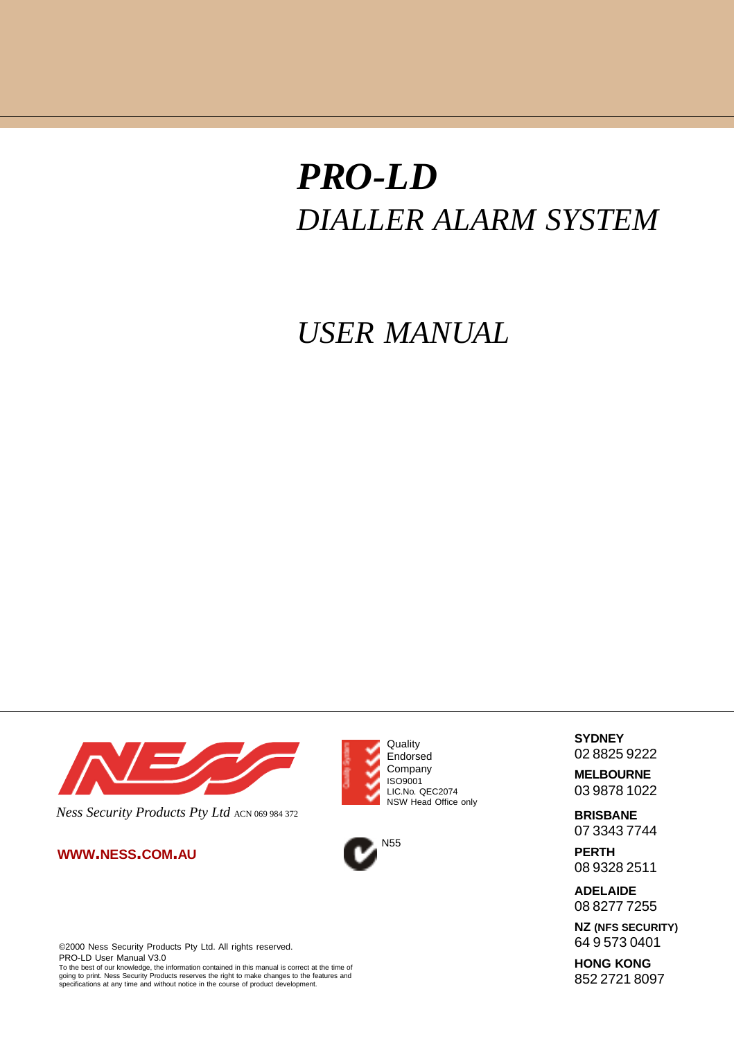# *PRO-LD*

## *DIALLER ALARM SYSTEM*

## *USER MANUAL*

Ness Security Products Pty Ltd ACN 069 984 372

**WWW.NESS.COM.AU**

Quality
Endorsed
Company
ISO9001
LIC.No. QEC2074
NSW Head Office only

N55

**SYDNEY**
02 8825 9222

**MELBOURNE**
03 9878 1022

**BRISBANE**
07 3343 7744

**PERTH**
08 9328 2511

**ADELAIDE**
08 8277 7255

**NZ (NFS SECURITY)**
64 9 573 0401

**HONG KONG**
852 2721 8097

©2000 Ness Security Products Pty Ltd. All rights reserved.
PRO-LD User Manual V3.0
To the best of our knowledge, the information contained in this manual is correct at the time of going to print. Ness Security Products reserves the right to make changes to the features and specifications at any time and without notice in the course of product development.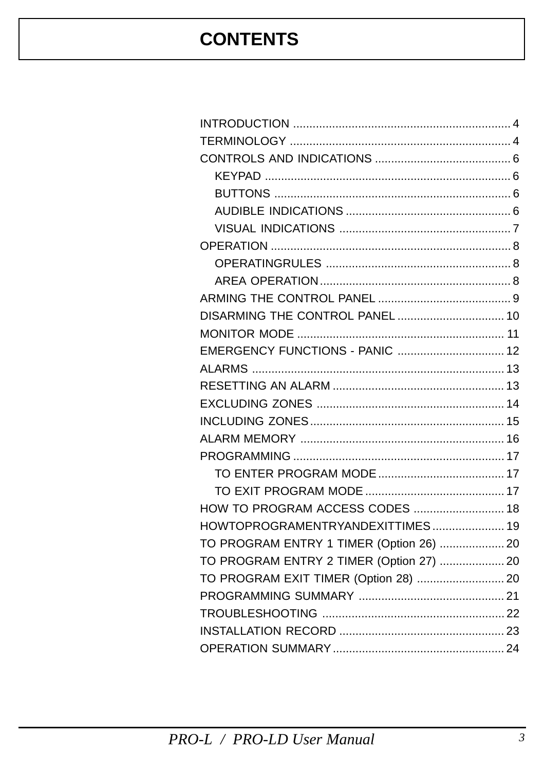# CONTENTS

INTRODUCTION ........................................................................ 4
TERMINOLOGY ........................................................................ 4
CONTROLS AND INDICATIONS ............................................ 6
- KEYPAD ........................................................................ 6
- BUTTONS ........................................................................ 6
- AUDIBLE INDICATIONS ................................................ 6
- VISUAL INDICATIONS ................................................ 7

OPERATION ........................................................................ 8
- OPERATINGRULES ........................................................ 8
- AREA OPERATION ........................................................ 8

ARMING THE CONTROL PANEL ............................................ 9
DISARMING THE CONTROL PANEL ....................................... 10
MONITOR MODE ...................................................................... 11
EMERGENCY FUNCTIONS - PANIC ....................................... 12
ALARMS ................................................................................ 13
RESETTING AN ALARM ............................................................ 13
EXCLUDING ZONES .................................................................. 14
INCLUDING ZONES ................................................................... 15
ALARM MEMORY ...................................................................... 16
PROGRAMMING ........................................................................ 17
- TO ENTER PROGRAM MODE ........................................ 17
- TO EXIT PROGRAM MODE ............................................ 17

HOW TO PROGRAM ACCESS CODES .................................. 18
HOWTOPROGRAMENTRYANDEXITTIMES ........................... 19
TO PROGRAM ENTRY 1 TIMER (Option 26) ........................ 20
TO PROGRAM ENTRY 2 TIMER (Option 27) ........................ 20
TO PROGRAM EXIT TIMER (Option 28) ............................... 20
PROGRAMMING SUMMARY .................................................. 21
TROUBLESHOOTING .............................................................. 22
INSTALLATION RECORD ......................................................... 23
OPERATION SUMMARY ........................................................... 24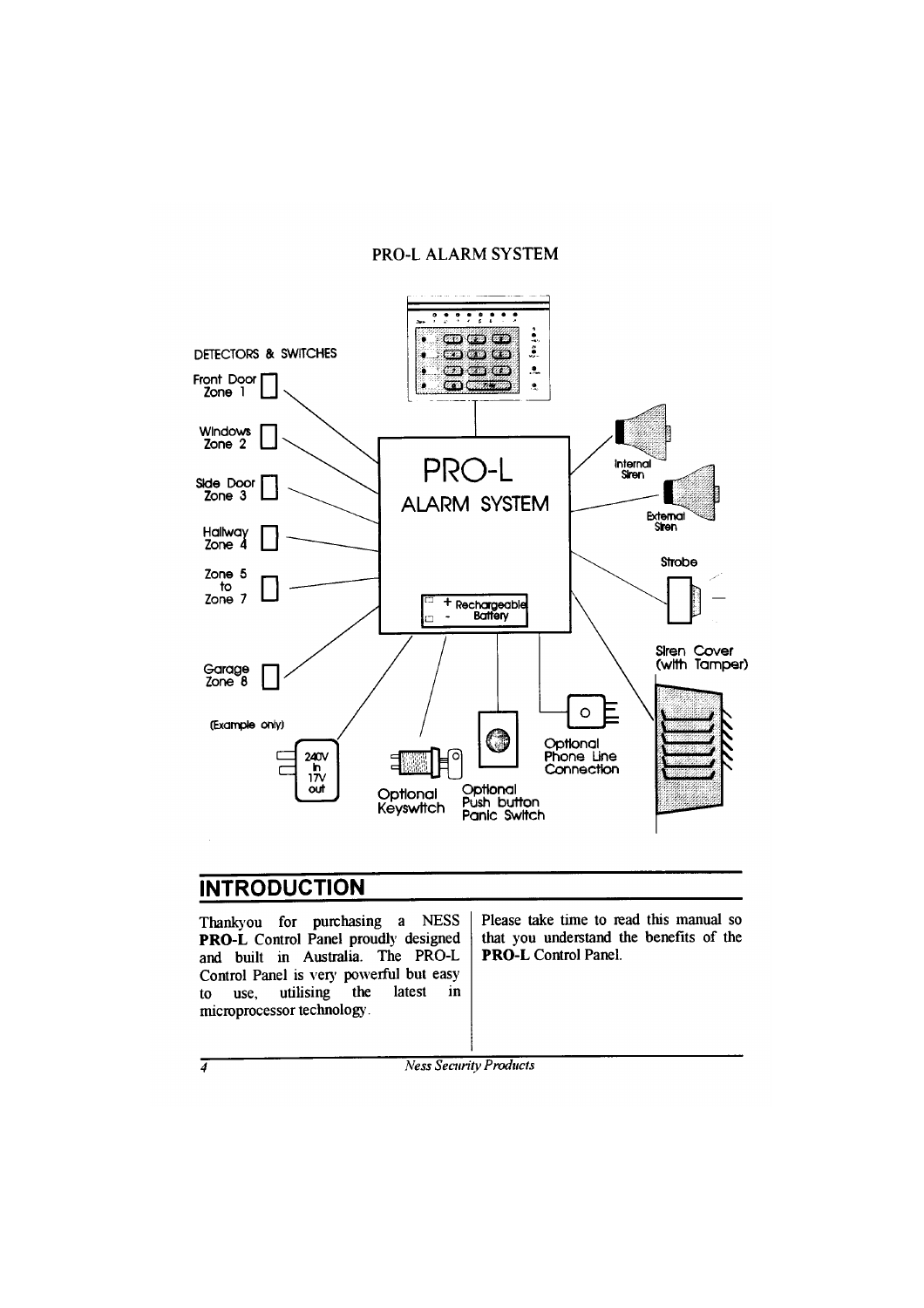PRO-L ALARM SYSTEM

DETECTORS & SWITCHES

Front Door Zone 1

Windows Zone 2

Side Door Zone 3

Hallway Zone 4

Zone 5 to Zone 7

Garage Zone 8

(Example only)

PRO-L ALARM SYSTEM

+ Rechargeable - Battery

Internal Siren

External Siren

Strobe

Siren Cover (with Tamper)

240V in 17V out

Optional Keyswitch

Optional Push button Panic Switch

Optional Phone Line Connection

## INTRODUCTION

Thankyou for purchasing a NESS **PRO-L** Control Panel proudly designed and built in Australia. The PRO-L Control Panel is very powerful but easy to use, utilising the latest in microprocessor technology.

Please take time to read this manual so that you understand the benefits of the **PRO-L** Control Panel.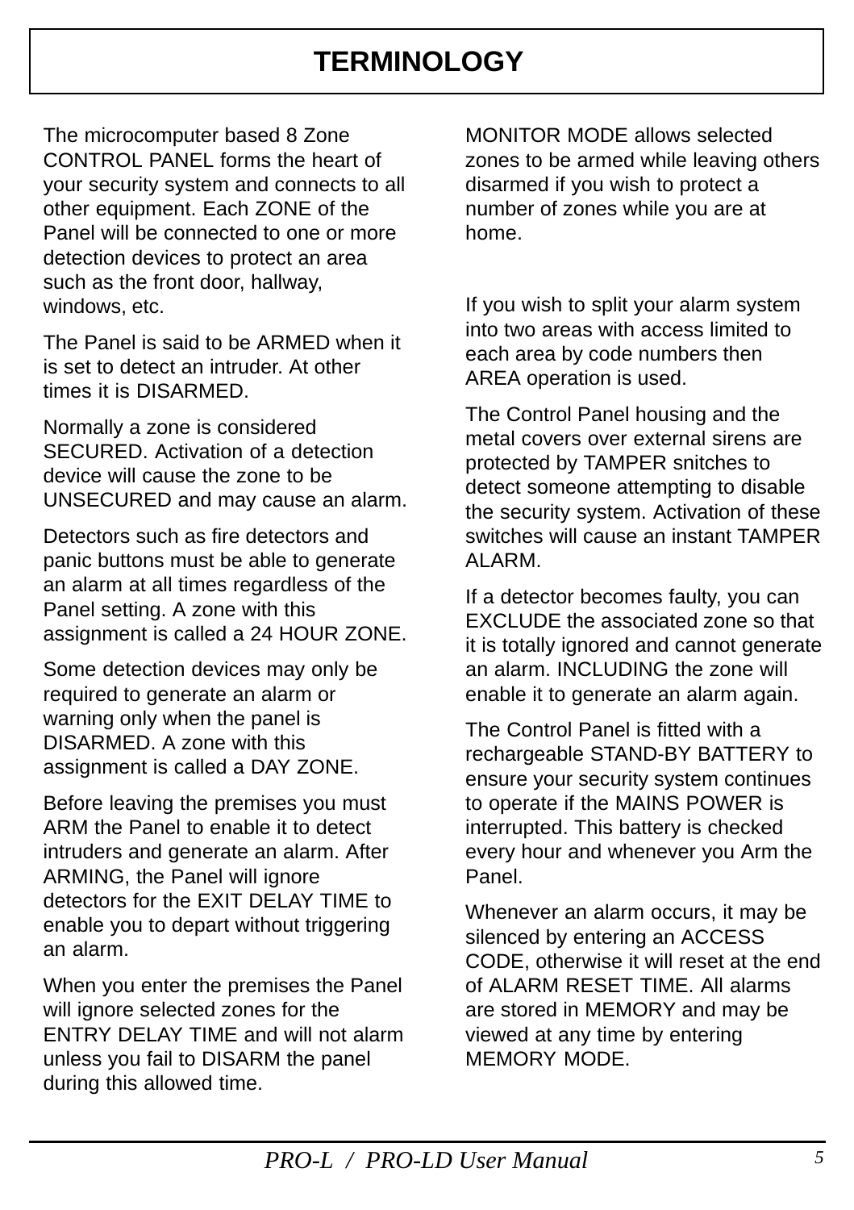# TERMINOLOGY

The microcomputer based 8 Zone CONTROL PANEL forms the heart of your security system and connects to all other equipment. Each ZONE of the Panel will be connected to one or more detection devices to protect an area such as the front door, hallway, windows, etc.

The Panel is said to be ARMED when it is set to detect an intruder. At other times it is DISARMED.

Normally a zone is considered SECURED. Activation of a detection device will cause the zone to be UNSECURED and may cause an alarm.

Detectors such as fire detectors and panic buttons must be able to generate an alarm at all times regardless of the Panel setting. A zone with this assignment is called a 24 HOUR ZONE.

Some detection devices may only be required to generate an alarm or warning only when the panel is DISARMED. A zone with this assignment is called a DAY ZONE.

Before leaving the premises you must ARM the Panel to enable it to detect intruders and generate an alarm. After ARMING, the Panel will ignore detectors for the EXIT DELAY TIME to enable you to depart without triggering an alarm.

When you enter the premises the Panel will ignore selected zones for the ENTRY DELAY TIME and will not alarm unless you fail to DISARM the panel during this allowed time.

MONITOR MODE allows selected zones to be armed while leaving others disarmed if you wish to protect a number of zones while you are at home.

If you wish to split your alarm system into two areas with access limited to each area by code numbers then AREA operation is used.

The Control Panel housing and the metal covers over external sirens are protected by TAMPER snitches to detect someone attempting to disable the security system. Activation of these switches will cause an instant TAMPER ALARM.

If a detector becomes faulty, you can EXCLUDE the associated zone so that it is totally ignored and cannot generate an alarm. INCLUDING the zone will enable it to generate an alarm again.

The Control Panel is fitted with a rechargeable STAND-BY BATTERY to ensure your security system continues to operate if the MAINS POWER is interrupted. This battery is checked every hour and whenever you Arm the Panel.

Whenever an alarm occurs, it may be silenced by entering an ACCESS CODE, otherwise it will reset at the end of ALARM RESET TIME. All alarms are stored in MEMORY and may be viewed at any time by entering MEMORY MODE.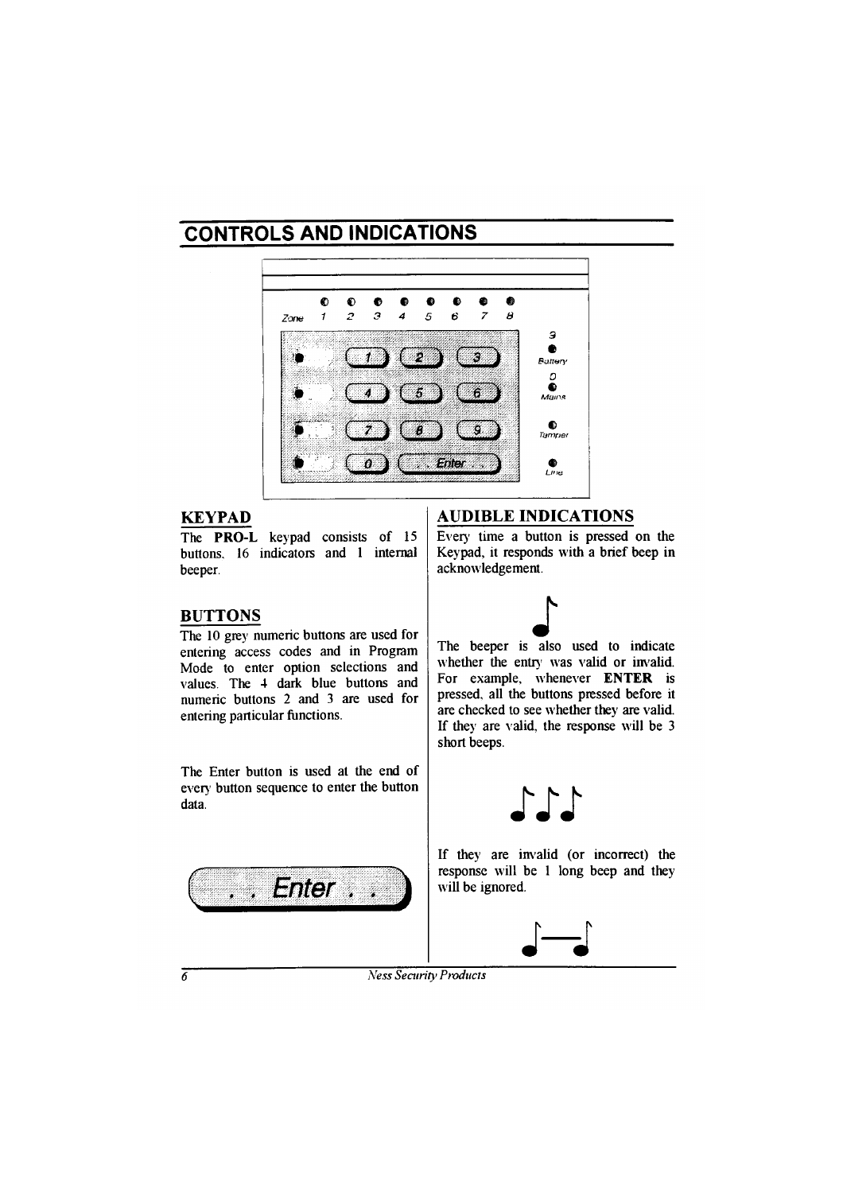# CONTROLS AND INDICATIONS

## KEYPAD

The **PRO-L** keypad consists of 15 buttons, 16 indicators and 1 internal beeper.

## BUTTONS

The 10 grey numeric buttons are used for entering access codes and in Program Mode to enter option selections and values. The 4 dark blue buttons and numeric buttons 2 and 3 are used for entering particular functions.

The Enter button is used at the end of every button sequence to enter the button data.

## AUDIBLE INDICATIONS

Every time a button is pressed on the Keypad, it responds with a brief beep in acknowledgement.

The beeper is also used to indicate whether the entry was valid or invalid. For example, whenever **ENTER** is pressed, all the buttons pressed before it are checked to see whether they are valid. If they are valid, the response will be 3 short beeps.

If they are invalid (or incorrect) the response will be 1 long beep and they will be ignored.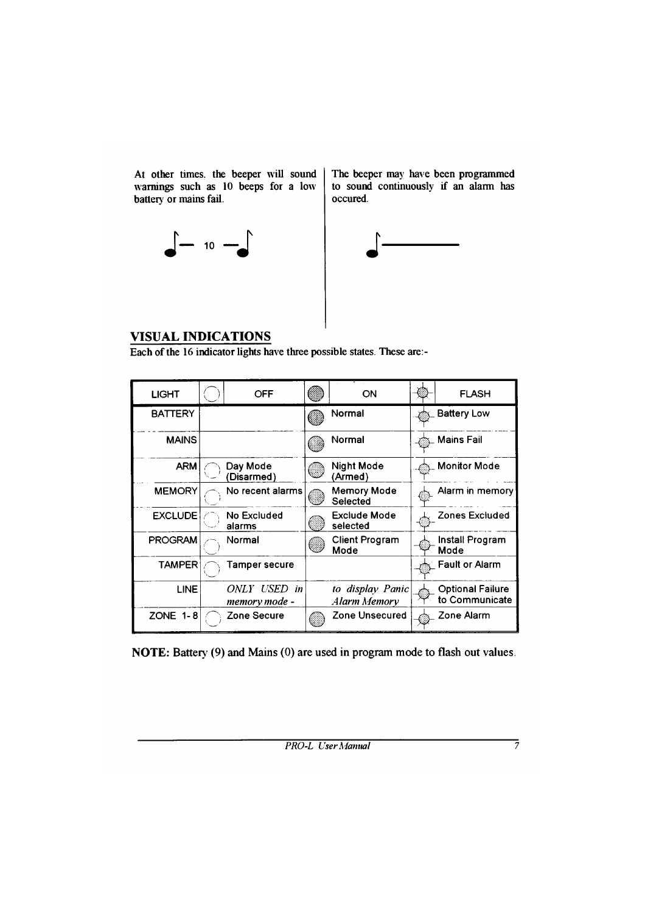At other times. the beeper will sound warnings such as 10 beeps for a low battery or mains fail.

10

The beeper may have been programmed to sound continuously if an alarm has occured.

## VISUAL INDICATIONS

Each of the 16 indicator lights have three possible states. These are:-

| LIGHT | OFF | ON | FLASH |
|---|---|---|---|
| BATTERY | | Normal | Battery Low |
| MAINS | | Normal | Mains Fail |
| ARM | Day Mode (Disarmed) | Night Mode (Armed) | Monitor Mode |
| MEMORY | No recent alarms | Memory Mode Selected | Alarm in memory |
| EXCLUDE | No Excluded alarms | Exclude Mode selected | Zones Excluded |
| PROGRAM | Normal | Client Program Mode | Install Program Mode |
| TAMPER | Tamper secure | | Fault or Alarm |
| LINE | *ONLY USED in memory mode -* | *to display Panic Alarm Memory* | Optional Failure to Communicate |
| ZONE 1-8 | Zone Secure | Zone Unsecured | Zone Alarm |

**NOTE:** Battery (9) and Mains (0) are used in program mode to flash out values.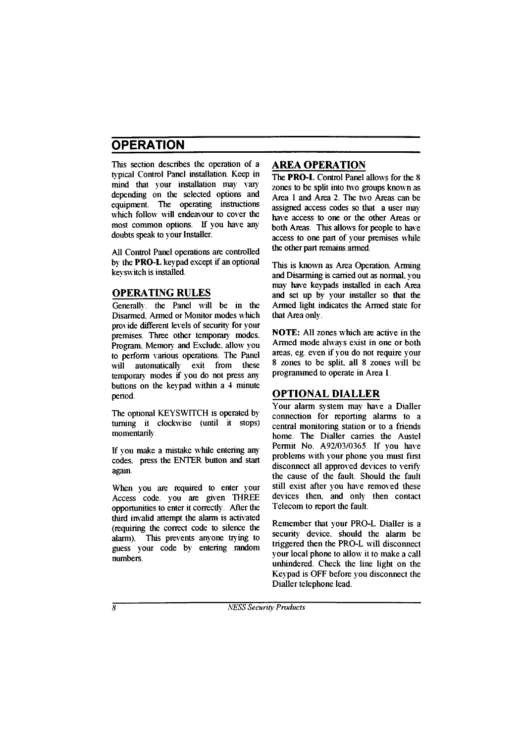# OPERATION

This section describes the operation of a typical Control Panel installation. Keep in mind that your installation may vary depending on the selected options and equipment. The operating instructions which follow will endeavour to cover the most common options. If you have any doubts speak to your Installer.

All Control Panel operations are controlled by the **PRO-L** keypad except if an optional keyswitch is installed.

## OPERATING RULES

Generally, the Panel will be in the Disarmed, Armed or Monitor modes which provide different levels of security for your premises. Three other temporary modes, Program, Memory and Exclude, allow you to perform various operations. The Panel will automatically exit from these temporary modes if you do not press any buttons on the keypad within a 4 minute period.

The optional KEYSWITCH is operated by turning it clockwise (until it stops) momentarily.

If you make a mistake while entering any codes, press the ENTER button and start again.

When you are required to enter your Access code, you are given THREE opportunities to enter it correctly. After the third invalid attempt the alarm is activated (requiring the correct code to silence the alarm). This prevents anyone trying to guess your code by entering random numbers.

## AREA OPERATION

The **PRO-L** Control Panel allows for the 8 zones to be split into two groups known as Area 1 and Area 2. The two Areas can be assigned access codes so that a user may have access to one or the other Areas or both Areas. This allows for people to have access to one part of your premises while the other part remains armed.

This is known as Area Operation. Arming and Disarming is carried out as normal, you may have keypads installed in each Area and set up by your installer so that the Armed light indicates the Armed state for that Area only.

**NOTE:** All zones which are active in the Armed mode always exist in one or both areas, eg. even if you do not require your 8 zones to be split, all 8 zones will be programmed to operate in Area 1.

## OPTIONAL DIALLER

Your alarm system may have a Dialler connection for reporting alarms to a central monitoring station or to a friends home. The Dialler carries the Austel Permit No. A92/03/0365. If you have problems with your phone you must first disconnect all approved devices to verify the cause of the fault. Should the fault still exist after you have removed these devices then, and only then contact Telecom to report the fault.

Remember that your PRO-L Dialler is a security device, should the alarm be triggered then the PRO-L will disconnect your local phone to allow it to make a call unhindered. Check the line light on the Keypad is OFF before you disconnect the Dialler telephone lead.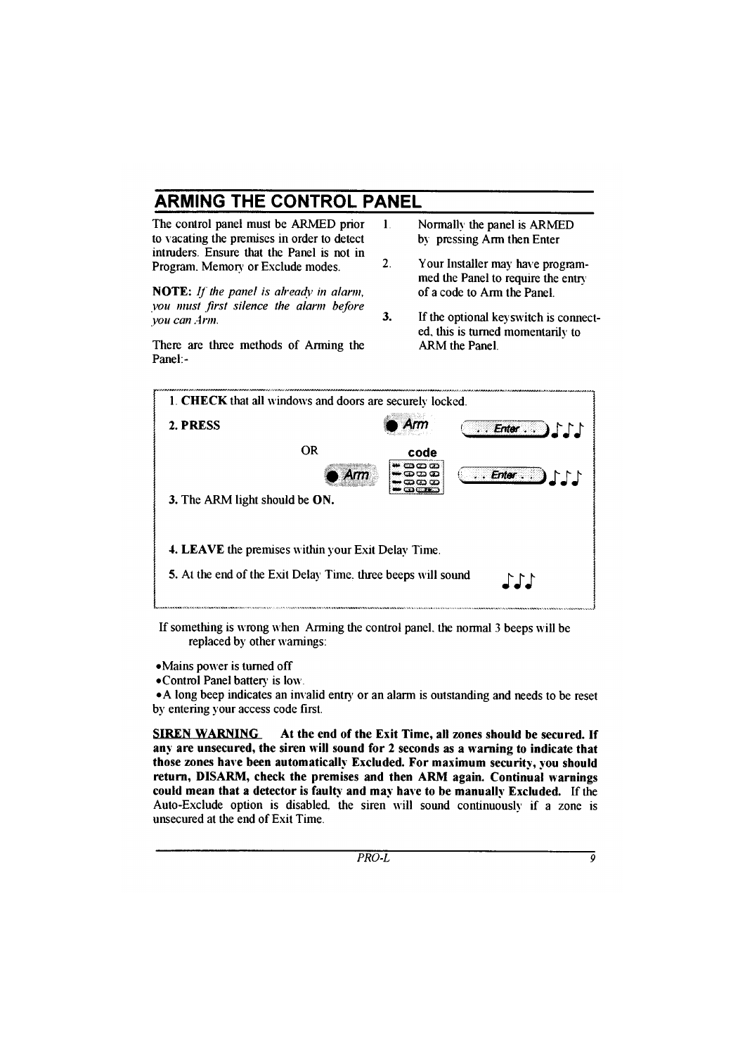## ARMING THE CONTROL PANEL

The control panel must be ARMED prior to vacating the premises in order to detect intruders. Ensure that the Panel is not in Program, Memory or Exclude modes.

**NOTE:** *If the panel is already in alarm, you must first silence the alarm before you can Arm.*

There are three methods of Arming the Panel:-

1. Normally the panel is ARMED by pressing Arm then Enter
2. Your Installer may have programmed the Panel to require the entry of a code to Arm the Panel.
3. If the optional keyswitch is connected, this is turned momentarily to ARM the Panel.

1. **CHECK** that all windows and doors are securely locked.

2. **PRESS** Arm Enter ♪♪♪

   OR

   Arm code Enter ♪♪♪

3. The ARM light should be **ON.**

4. **LEAVE** the premises within your Exit Delay Time.

5. At the end of the Exit Delay Time, three beeps will sound ♪♪♪

If something is wrong when Arming the control panel, the normal 3 beeps will be replaced by other warnings:

- Mains power is turned off
- Control Panel battery is low.
- A long beep indicates an invalid entry or an alarm is outstanding and needs to be reset by entering your access code first.

**SIREN WARNING** **At the end of the Exit Time, all zones should be secured. If any are unsecured, the siren will sound for 2 seconds as a warning to indicate that those zones have been automatically Excluded. For maximum security, you should return, DISARM, check the premises and then ARM again. Continual warnings could mean that a detector is faulty and may have to be manually Excluded.** If the Auto-Exclude option is disabled, the siren will sound continuously if a zone is unsecured at the end of Exit Time.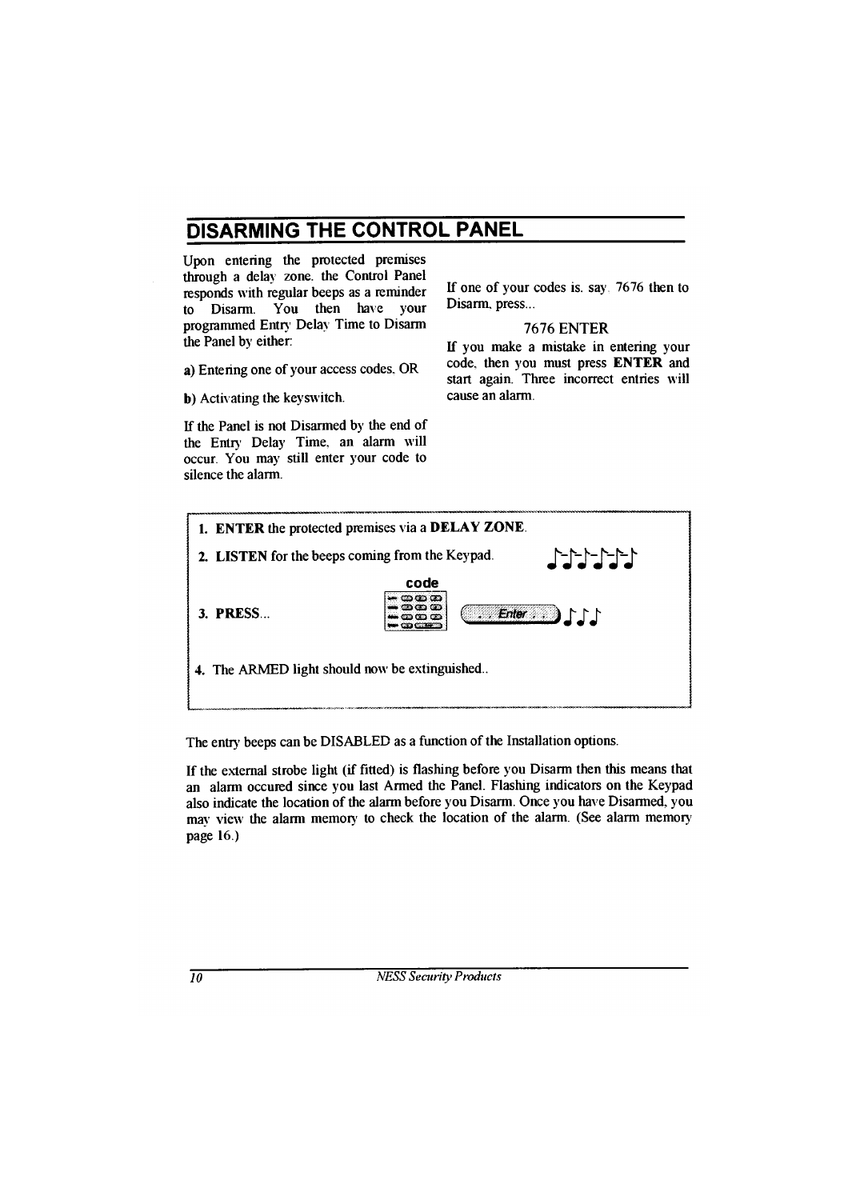## DISARMING THE CONTROL PANEL

Upon entering the protected premises through a delay zone. the Control Panel responds with regular beeps as a reminder to Disarm. You then have your programmed Entry Delay Time to Disarm the Panel by either:

**a)** Entering one of your access codes. OR

**b)** Activating the keyswitch.

If the Panel is not Disarmed by the end of the Entry Delay Time. an alarm will occur. You may still enter your code to silence the alarm.

If one of your codes is. say. 7676 then to Disarm, press...

7676 ENTER

If you make a mistake in entering your code, then you must press **ENTER** and start again. Three incorrect entries will cause an alarm.

1. **ENTER** the protected premises via a **DELAY ZONE**.
2. **LISTEN** for the beeps coming from the Keypad.
3. **PRESS**... code Enter
4. The ARMED light should now be extinguished..

The entry beeps can be DISABLED as a function of the Installation options.

If the external strobe light (if fitted) is flashing before you Disarm then this means that an alarm occured since you last Armed the Panel. Flashing indicators on the Keypad also indicate the location of the alarm before you Disarm. Once you have Disarmed, you may view the alarm memory to check the location of the alarm. (See alarm memory page 16.)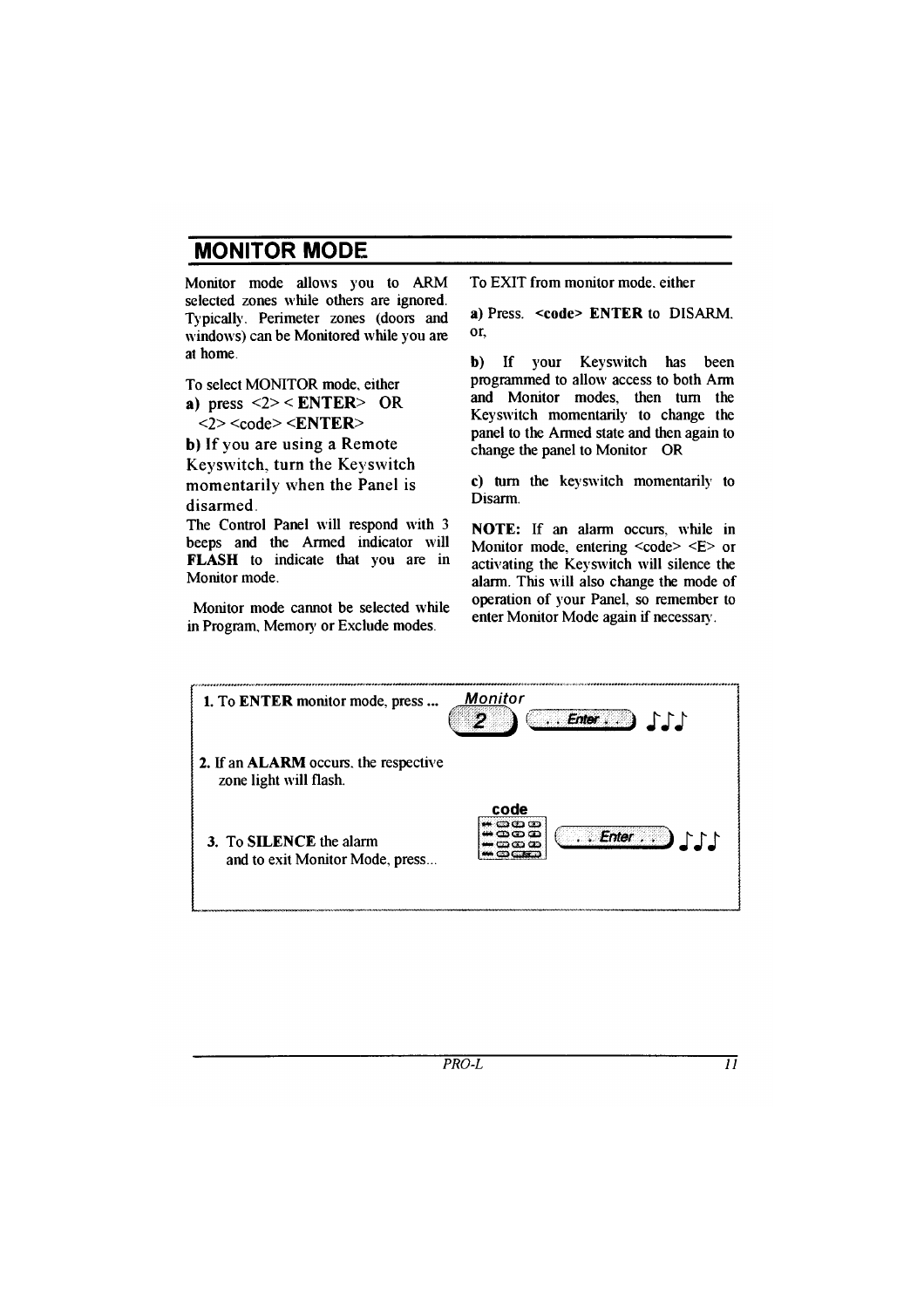## MONITOR MODE

Monitor mode allows you to ARM selected zones while others are ignored. Typically. Perimeter zones (doors and windows) can be Monitored while you are at home.

To select MONITOR mode, either

**a)** press <2> < **ENTER**> OR
<2> <code> <**ENTER**>

**b)** If you are using a Remote Keyswitch, turn the Keyswitch momentarily when the Panel is disarmed.

The Control Panel will respond with 3 beeps and the Armed indicator will **FLASH** to indicate that you are in Monitor mode.

Monitor mode cannot be selected while in Program, Memory or Exclude modes.

To EXIT from monitor mode. either

**a)** Press. **<code> ENTER** to DISARM. or,

**b)** If your Keyswitch has been programmed to allow access to both Arm and Monitor modes, then turn the Keyswitch momentarily to change the panel to the Armed state and then again to change the panel to Monitor OR

**c)** turn the keyswitch momentarily to Disarm.

**NOTE:** If an alarm occurs, while in Monitor mode, entering <code> <E> or activating the Keyswitch will silence the alarm. This will also change the mode of operation of your Panel, so remember to enter Monitor Mode again if necessary.

1. To **ENTER** monitor mode, press ... *Monitor* [2] [Enter]
2. If an **ALARM** occurs. the respective zone light will flash.
3. To **SILENCE** the alarm and to exit Monitor Mode, press... code [Enter]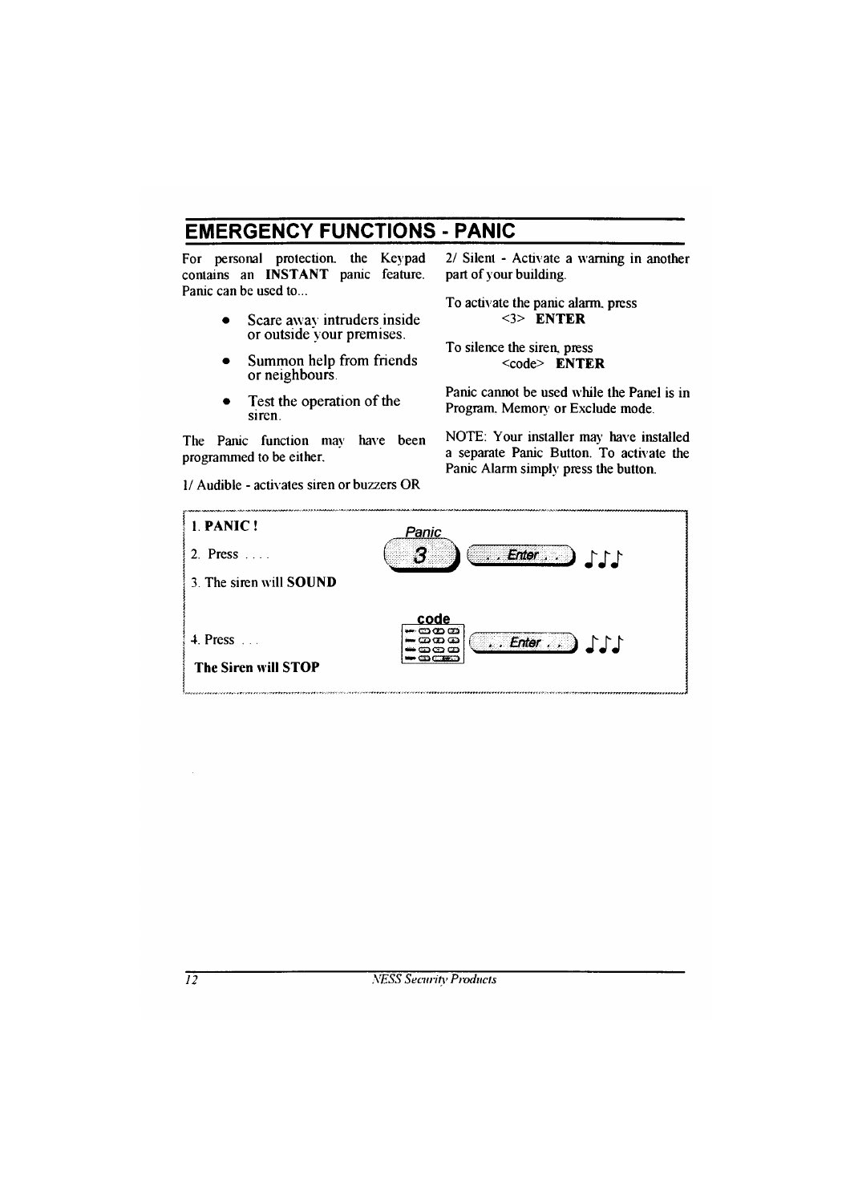## EMERGENCY FUNCTIONS - PANIC

For personal protection, the Keypad contains an **INSTANT** panic feature. Panic can be used to...

- Scare away intruders inside or outside your premises.
- Summon help from friends or neighbours.
- Test the operation of the siren.

The Panic function may have been programmed to be either,

1/ Audible - activates siren or buzzers OR

2/ Silent - Activate a warning in another part of your building.

To activate the panic alarm, press
<3> **ENTER**

To silence the siren, press
<code> **ENTER**

Panic cannot be used while the Panel is in Program, Memory or Exclude mode.

NOTE: Your installer may have installed a separate Panic Button. To activate the Panic Alarm simply press the button.

1. **PANIC !**
2. Press .... Panic 3 ... Enter ...
3. The siren will **SOUND**
4. Press ... code ... Enter ...

**The Siren will STOP**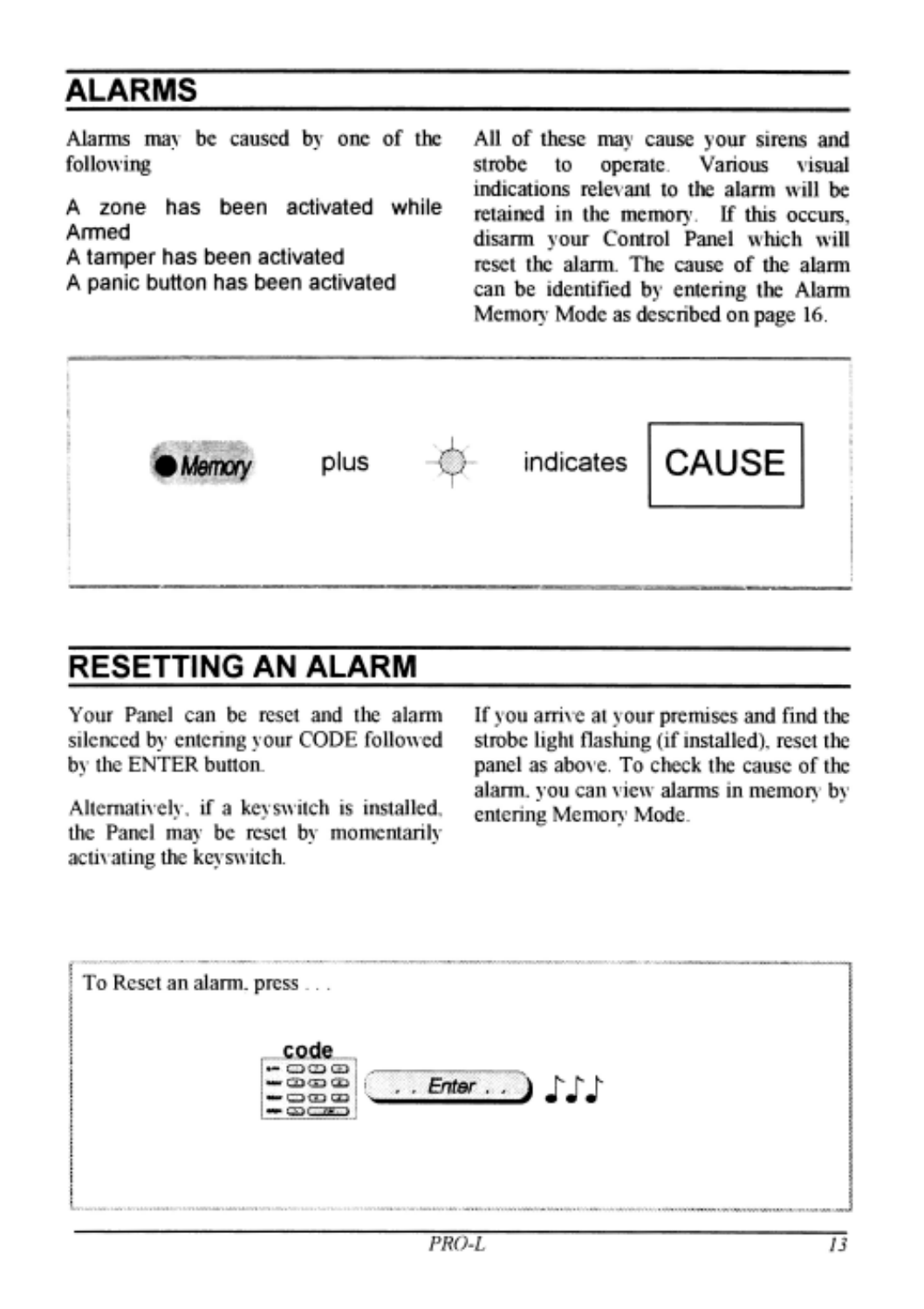## ALARMS

Alarms may be caused by one of the following

A zone has been activated while Armed
A tamper has been activated
A panic button has been activated

All of these may cause your sirens and strobe to operate. Various visual indications relevant to the alarm will be retained in the memory. If this occurs, disarm your Control Panel which will reset the alarm. The cause of the alarm can be identified by entering the Alarm Memory Mode as described on page 16.

● Memory plus indicates CAUSE

## RESETTING AN ALARM

Your Panel can be reset and the alarm silenced by entering your CODE followed by the ENTER button.

Alternatively, if a keyswitch is installed, the Panel may be reset by momentarily activating the keyswitch.

If you arrive at your premises and find the strobe light flashing (if installed), reset the panel as above. To check the cause of the alarm, you can view alarms in memory by entering Memory Mode.

To Reset an alarm, press . . .

code . . Enter . .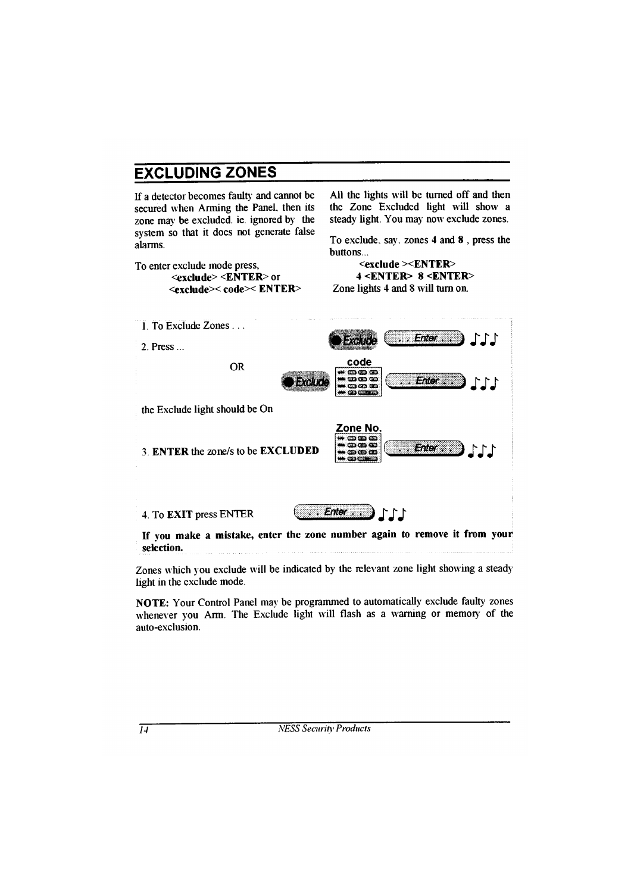## EXCLUDING ZONES

If a detector becomes faulty and cannot be secured when Arming the Panel, then its zone may be excluded, ie. ignored by the system so that it does not generate false alarms.

To enter exclude mode press,

**<exclude> <ENTER>** or
**<exclude>< code>< ENTER>**

All the lights will be turned off and then the Zone Excluded light will show a steady light. You may now exclude zones.

To exclude, say, zones **4** and **8** , press the buttons...

**<exclude ><ENTER>**
**4 <ENTER> 8 <ENTER>**
Zone lights 4 and 8 will turn on.

1. To Exclude Zones . . .
2. Press ... Exclude Enter

   OR Exclude code Enter

   the Exclude light should be On

3. **ENTER** the zone/s to be **EXCLUDED** Zone No. Enter

4. To **EXIT** press ENTER Enter

**If you make a mistake, enter the zone number again to remove it from your selection.**

Zones which you exclude will be indicated by the relevant zone light showing a steady light in the exclude mode.

**NOTE:** Your Control Panel may be programmed to automatically exclude faulty zones whenever you Arm. The Exclude light will flash as a warning or memory of the auto-exclusion.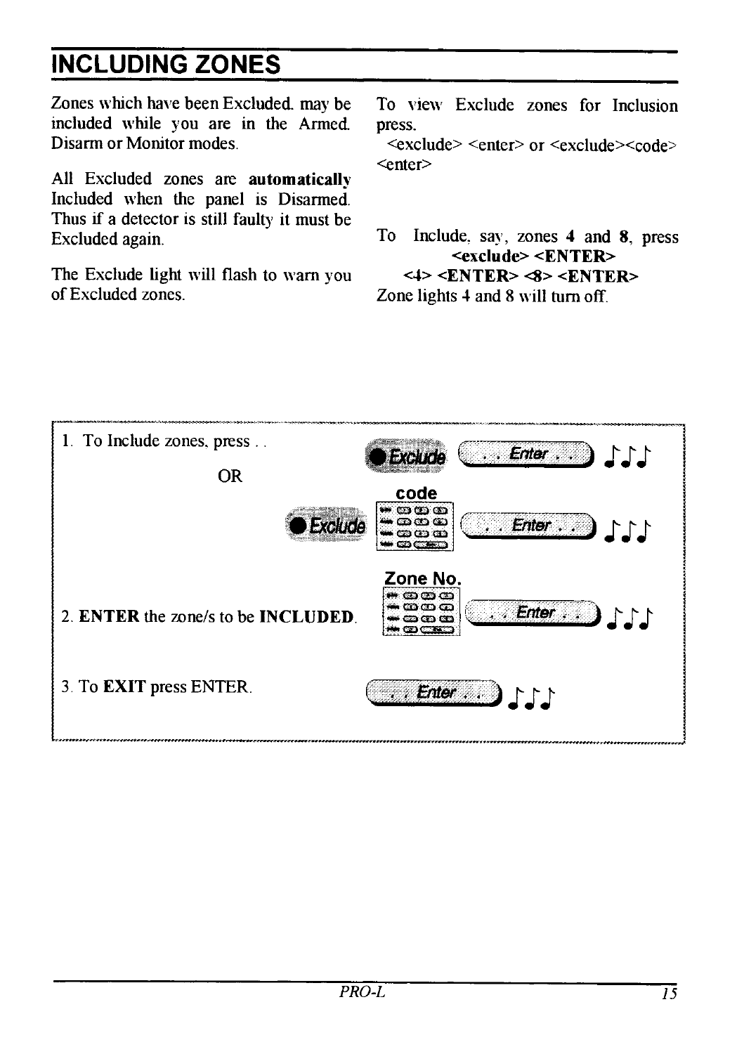# INCLUDING ZONES

Zones which have been Excluded. may be included while you are in the Armed. Disarm or Monitor modes.

All Excluded zones are **automatically** Included when the panel is Disarmed. Thus if a detector is still faulty it must be Excluded again.

The Exclude light will flash to warn you of Excluded zones.

To view Exclude zones for Inclusion press.
<exclude> <enter> or <exclude><code> <enter>

To Include, say, zones **4** and **8**, press
**<exclude> <ENTER>**
**<4> <ENTER> <8> <ENTER>**
Zone lights 4 and 8 will turn off.

1. To Include zones, press . . Exclude ( . . Enter . . )

   OR

   Exclude code ( . . Enter . . )

2. **ENTER** the zone/s to be **INCLUDED**. Zone No. ( . . Enter . . )

3. To **EXIT** press ENTER. ( . . Enter . . )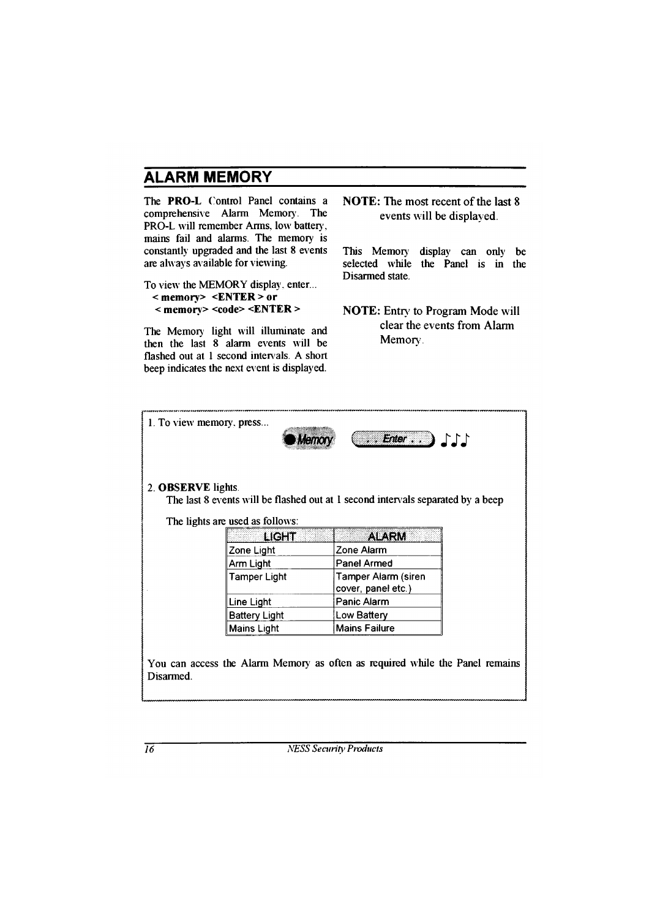## ALARM MEMORY

The **PRO-L** Control Panel contains a comprehensive Alarm Memory. The PRO-L will remember Arms, low battery, mains fail and alarms. The memory is constantly upgraded and the last 8 events are always available for viewing.

To view the MEMORY display, enter...

**< memory> <ENTER > or**
**< memory> <code> <ENTER >**

The Memory light will illuminate and then the last 8 alarm events will be flashed out at 1 second intervals. A short beep indicates the next event is displayed.

**NOTE:** The most recent of the last 8 events will be displayed.

This Memory display can only be selected while the Panel is in the Disarmed state.

**NOTE:** Entry to Program Mode will clear the events from Alarm Memory.

1. To view memory, press... Memory  Enter

2. **OBSERVE** lights.
   The last 8 events will be flashed out at 1 second intervals separated by a beep

   The lights are used as follows:

| LIGHT | ALARM |
|---|---|
| Zone Light | Zone Alarm |
| Arm Light | Panel Armed |
| Tamper Light | Tamper Alarm (siren cover, panel etc.) |
| Line Light | Panic Alarm |
| Battery Light | Low Battery |
| Mains Light | Mains Failure |

You can access the Alarm Memory as often as required while the Panel remains Disarmed.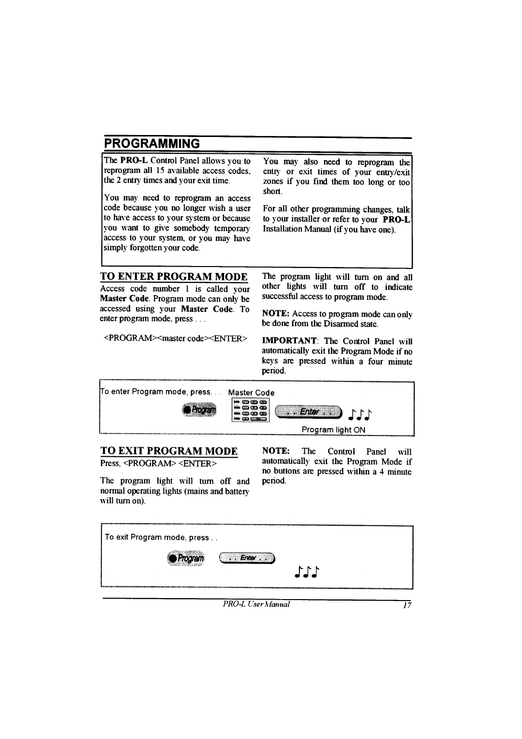# PROGRAMMING

The **PRO-L** Control Panel allows you to reprogram all 15 available access codes, the 2 entry times and your exit time.

You may need to reprogram an access code because you no longer wish a user to have access to your system or because you want to give somebody temporary access to your system, or you may have simply forgotten your code.

You may also need to reprogram the entry or exit times of your entry/exit zones if you find them too long or too short.

For all other programming changes, talk to your installer or refer to your **PRO-L** Installation Manual (if you have one).

## TO ENTER PROGRAM MODE

Access code number 1 is called your **Master Code**. Program mode can only be accessed using your **Master Code**. To enter program mode, press . . .

<PROGRAM><master code><ENTER>

The program light will turn on and all other lights will turn off to indicate successful access to program mode.

**NOTE:** Access to program mode can only be done from the Disarmed state.

**IMPORTANT**: The Control Panel will automatically exit the Program Mode if no keys are pressed within a four minute period.

To enter Program mode, press. . . Program, Master Code, . . Enter . .

Program light ON

## TO EXIT PROGRAM MODE

Press, <PROGRAM> <ENTER>

The program light will turn off and normal operating lights (mains and battery will turn on).

**NOTE:** The Control Panel will automatically exit the Program Mode if no buttons are pressed within a 4 minute period.

To exit Program mode, press . . Program, . . Enter . .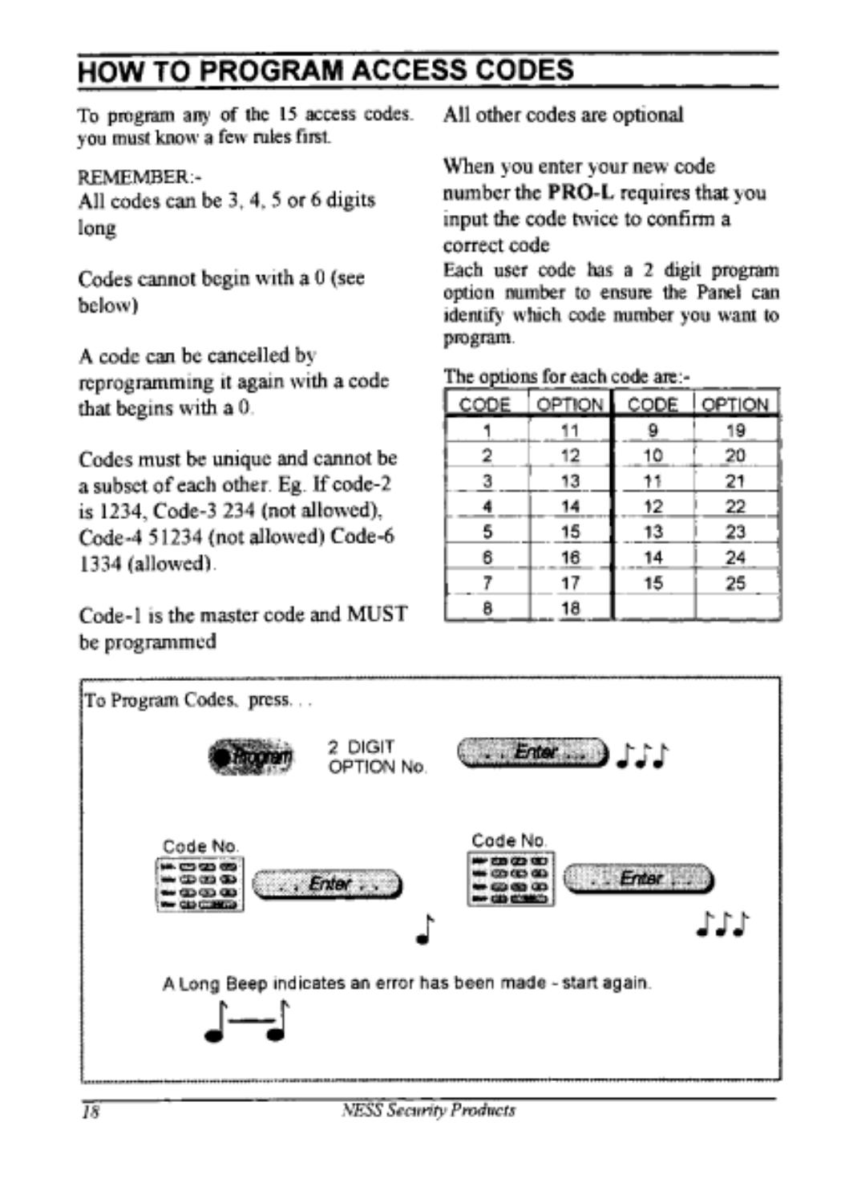# HOW TO PROGRAM ACCESS CODES

To program any of the 15 access codes. you must know a few rules first.

REMEMBER:-

All codes can be 3, 4, 5 or 6 digits long

Codes cannot begin with a 0 (see below)

A code can be cancelled by reprogramming it again with a code that begins with a 0.

Codes must be unique and cannot be a subset of each other. Eg. If code-2 is 1234, Code-3 234 (not allowed), Code-4 51234 (not allowed) Code-6 1334 (allowed).

Code-1 is the master code and MUST be programmed

All other codes are optional

When you enter your new code number the **PRO-L** requires that you input the code twice to confirm a correct code

Each user code has a 2 digit program option number to ensure the Panel can identify which code number you want to program.

The options for each code are:-

| CODE | OPTION | CODE | OPTION |
|---|---|---|---|
| 1 | 11 | 9 | 19 |
| 2 | 12 | 10 | 20 |
| 3 | 13 | 11 | 21 |
| 4 | 14 | 12 | 22 |
| 5 | 15 | 13 | 23 |
| 6 | 16 | 14 | 24 |
| 7 | 17 | 15 | 25 |
| 8 | 18 | | |

To Program Codes, press...

Program — 2 DIGIT OPTION No. — Enter ♩♩♩

Code No. — Enter ♩ — Code No. — Enter ♩♩♩

A Long Beep indicates an error has been made - start again.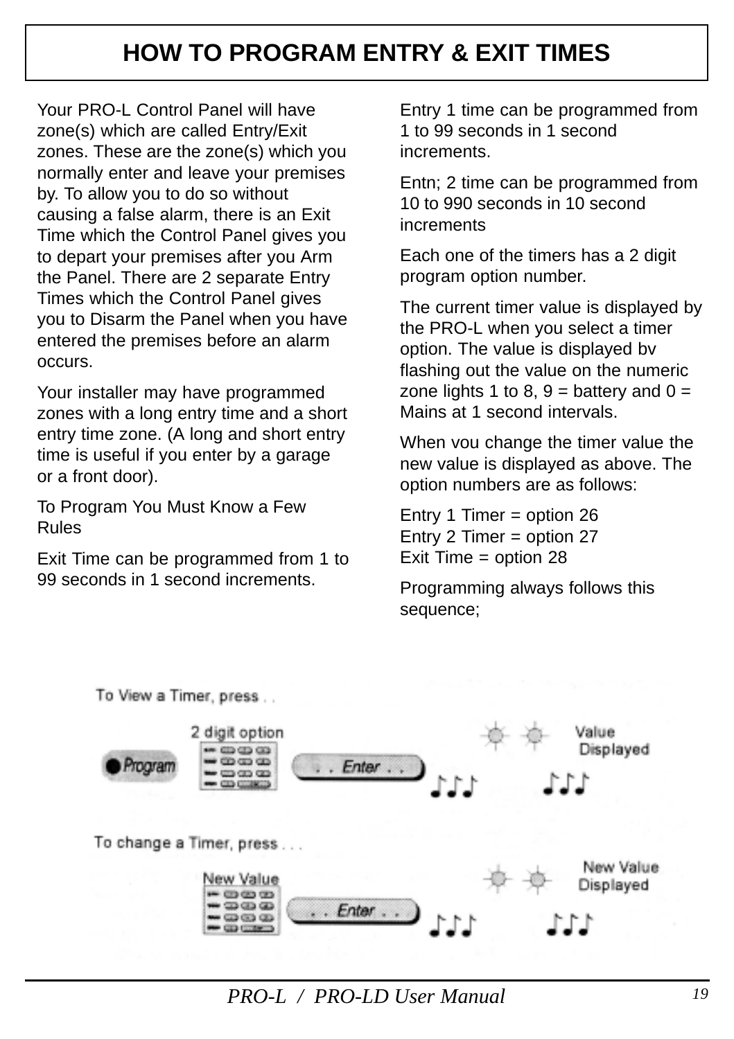# HOW TO PROGRAM ENTRY & EXIT TIMES

Your PRO-L Control Panel will have zone(s) which are called Entry/Exit zones. These are the zone(s) which you normally enter and leave your premises by. To allow you to do so without causing a false alarm, there is an Exit Time which the Control Panel gives you to depart your premises after you Arm the Panel. There are 2 separate Entry Times which the Control Panel gives you to Disarm the Panel when you have entered the premises before an alarm occurs.

Your installer may have programmed zones with a long entry time and a short entry time zone. (A long and short entry time is useful if you enter by a garage or a front door).

To Program You Must Know a Few Rules

Exit Time can be programmed from 1 to 99 seconds in 1 second increments.

Entry 1 time can be programmed from 1 to 99 seconds in 1 second increments.

Entn; 2 time can be programmed from 10 to 990 seconds in 10 second increments

Each one of the timers has a 2 digit program option number.

The current timer value is displayed by the PRO-L when you select a timer option. The value is displayed bv flashing out the value on the numeric zone lights 1 to 8, 9 = battery and 0 = Mains at 1 second intervals.

When vou change the timer value the new value is displayed as above. The option numbers are as follows:

Entry 1 Timer = option 26
Entry 2 Timer = option 27
Exit Time = option 28

Programming always follows this sequence;

To View a Timer, press . .

Program — 2 digit option — . . Enter . . — Value Displayed

To change a Timer, press . . .

New Value — . . Enter . . — New Value Displayed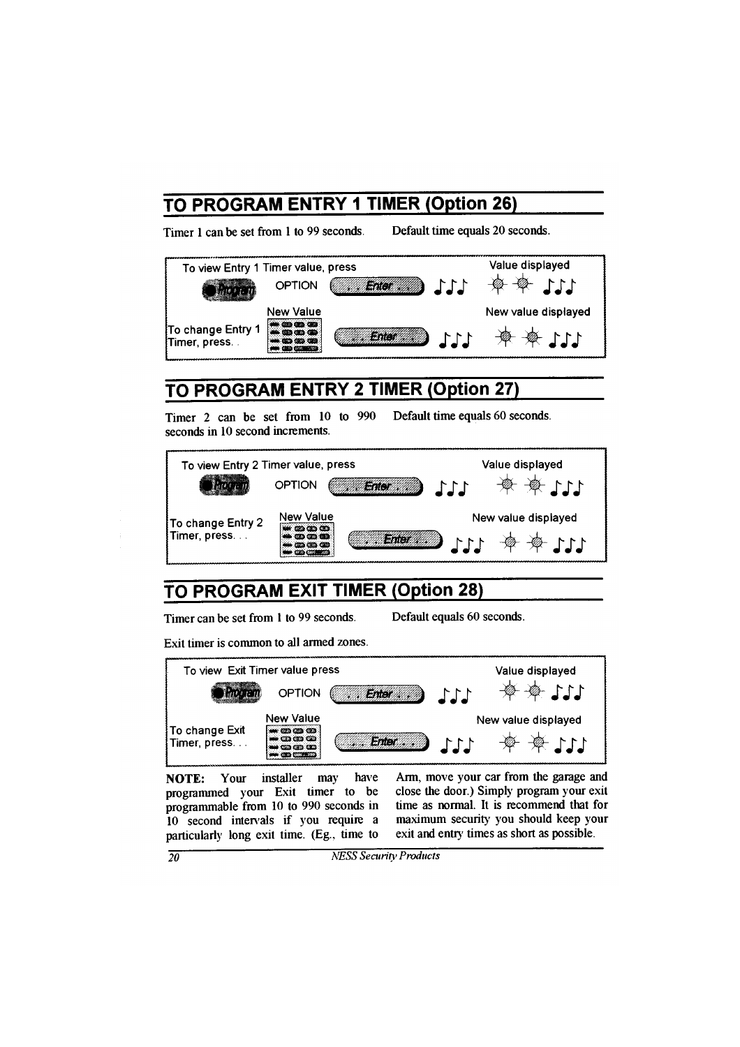## TO PROGRAM ENTRY 1 TIMER (Option 26)

Timer 1 can be set from 1 to 99 seconds. Default time equals 20 seconds.

| | | |
|---|---|---|
| To view Entry 1 Timer value, press | Program OPTION Enter ♪♪♪ | Value displayed ✱ ✱ ♪♪♪ |
| To change Entry 1 Timer, press. . | New Value Enter ♪♪♪ | New value displayed ✱ ✱ ♪♪♪ |

## TO PROGRAM ENTRY 2 TIMER (Option 27)

Timer 2 can be set from 10 to 990 seconds in 10 second increments. Default time equals 60 seconds.

| | | |
|---|---|---|
| To view Entry 2 Timer value, press | Program OPTION Enter ♪♪♪ | Value displayed ✱ ✱ ♪♪♪ |
| To change Entry 2 Timer, press. . . | New Value Enter ♪♪♪ | New value displayed ✱ ✱ ♪♪♪ |

## TO PROGRAM EXIT TIMER (Option 28)

Timer can be set from 1 to 99 seconds. Default equals 60 seconds.

Exit timer is common to all armed zones.

| | | |
|---|---|---|
| To view Exit Timer value press | Program OPTION Enter ♪♪♪ | Value displayed ✱ ✱ ♪♪♪ |
| To change Exit Timer, press. . . | New Value Enter ♪♪♪ | New value displayed ✱ ✱ ♪♪♪ |

**NOTE:** Your installer may have programmed your Exit timer to be programmable from 10 to 990 seconds in 10 second intervals if you require a particularly long exit time. (Eg., time to Arm, move your car from the garage and close the door.) Simply program your exit time as normal. It is recommend that for maximum security you should keep your exit and entry times as short as possible.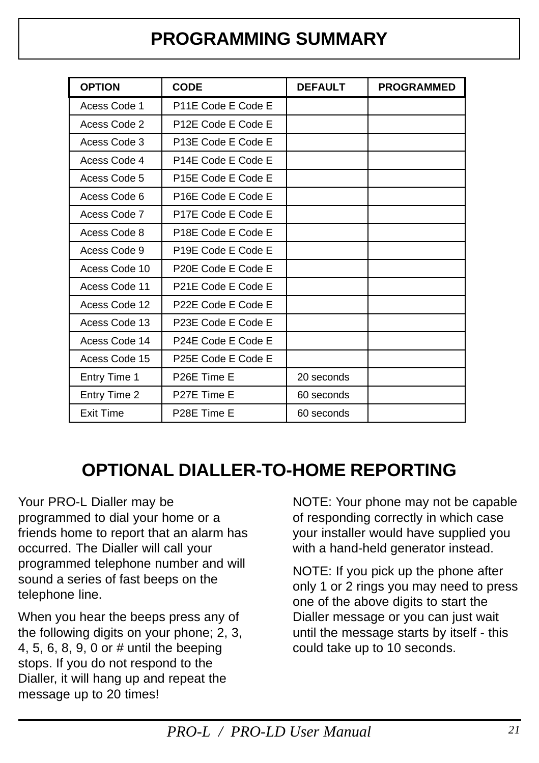# PROGRAMMING SUMMARY

| OPTION | CODE | DEFAULT | PROGRAMMED |
|---|---|---|---|
| Acess Code 1 | P11E Code E Code E | | |
| Acess Code 2 | P12E Code E Code E | | |
| Acess Code 3 | P13E Code E Code E | | |
| Acess Code 4 | P14E Code E Code E | | |
| Acess Code 5 | P15E Code E Code E | | |
| Acess Code 6 | P16E Code E Code E | | |
| Acess Code 7 | P17E Code E Code E | | |
| Acess Code 8 | P18E Code E Code E | | |
| Acess Code 9 | P19E Code E Code E | | |
| Acess Code 10 | P20E Code E Code E | | |
| Acess Code 11 | P21E Code E Code E | | |
| Acess Code 12 | P22E Code E Code E | | |
| Acess Code 13 | P23E Code E Code E | | |
| Acess Code 14 | P24E Code E Code E | | |
| Acess Code 15 | P25E Code E Code E | | |
| Entry Time 1 | P26E Time E | 20 seconds | |
| Entry Time 2 | P27E Time E | 60 seconds | |
| Exit Time | P28E Time E | 60 seconds | |

## OPTIONAL DIALLER-TO-HOME REPORTING

Your PRO-L Dialler may be programmed to dial your home or a friends home to report that an alarm has occurred. The Dialler will call your programmed telephone number and will sound a series of fast beeps on the telephone line.

When you hear the beeps press any of the following digits on your phone; 2, 3, 4, 5, 6, 8, 9, 0 or # until the beeping stops. If you do not respond to the Dialler, it will hang up and repeat the message up to 20 times!

NOTE: Your phone may not be capable of responding correctly in which case your installer would have supplied you with a hand-held generator instead.

NOTE: If you pick up the phone after only 1 or 2 rings you may need to press one of the above digits to start the Dialler message or you can just wait until the message starts by itself - this could take up to 10 seconds.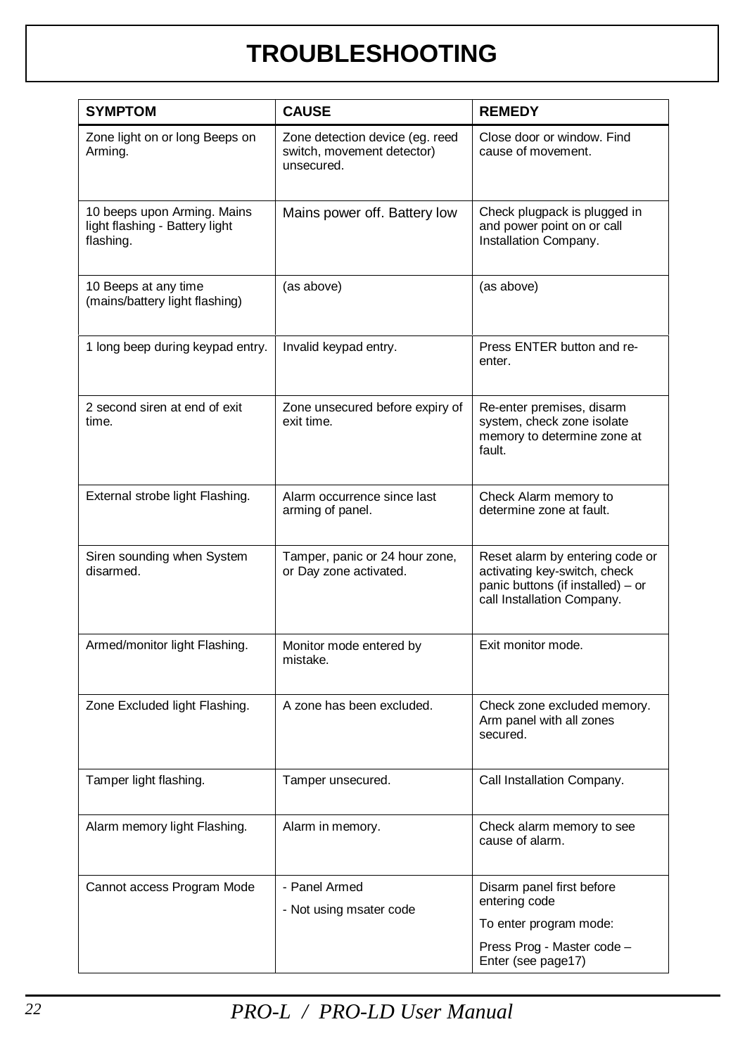# TROUBLESHOOTING

| SYMPTOM | CAUSE | REMEDY |
|---|---|---|
| Zone light on or long Beeps on Arming. | Zone detection device (eg. reed switch, movement detector) unsecured. | Close door or window. Find cause of movement. |
| 10 beeps upon Arming. Mains light flashing - Battery light flashing. | Mains power off. Battery low | Check plugpack is plugged in and power point on or call Installation Company. |
| 10 Beeps at any time (mains/battery light flashing) | (as above) | (as above) |
| 1 long beep during keypad entry. | Invalid keypad entry. | Press ENTER button and re-enter. |
| 2 second siren at end of exit time. | Zone unsecured before expiry of exit time. | Re-enter premises, disarm system, check zone isolate memory to determine zone at fault. |
| External strobe light Flashing. | Alarm occurrence since last arming of panel. | Check Alarm memory to determine zone at fault. |
| Siren sounding when System disarmed. | Tamper, panic or 24 hour zone, or Day zone activated. | Reset alarm by entering code or activating key-switch, check panic buttons (if installed) – or call Installation Company. |
| Armed/monitor light Flashing. | Monitor mode entered by mistake. | Exit monitor mode. |
| Zone Excluded light Flashing. | A zone has been excluded. | Check zone excluded memory. Arm panel with all zones secured. |
| Tamper light flashing. | Tamper unsecured. | Call Installation Company. |
| Alarm memory light Flashing. | Alarm in memory. | Check alarm memory to see cause of alarm. |
| Cannot access Program Mode | - Panel Armed<br>- Not using msater code | Disarm panel first before entering code<br>To enter program mode:<br>Press Prog - Master code – Enter (see page17) |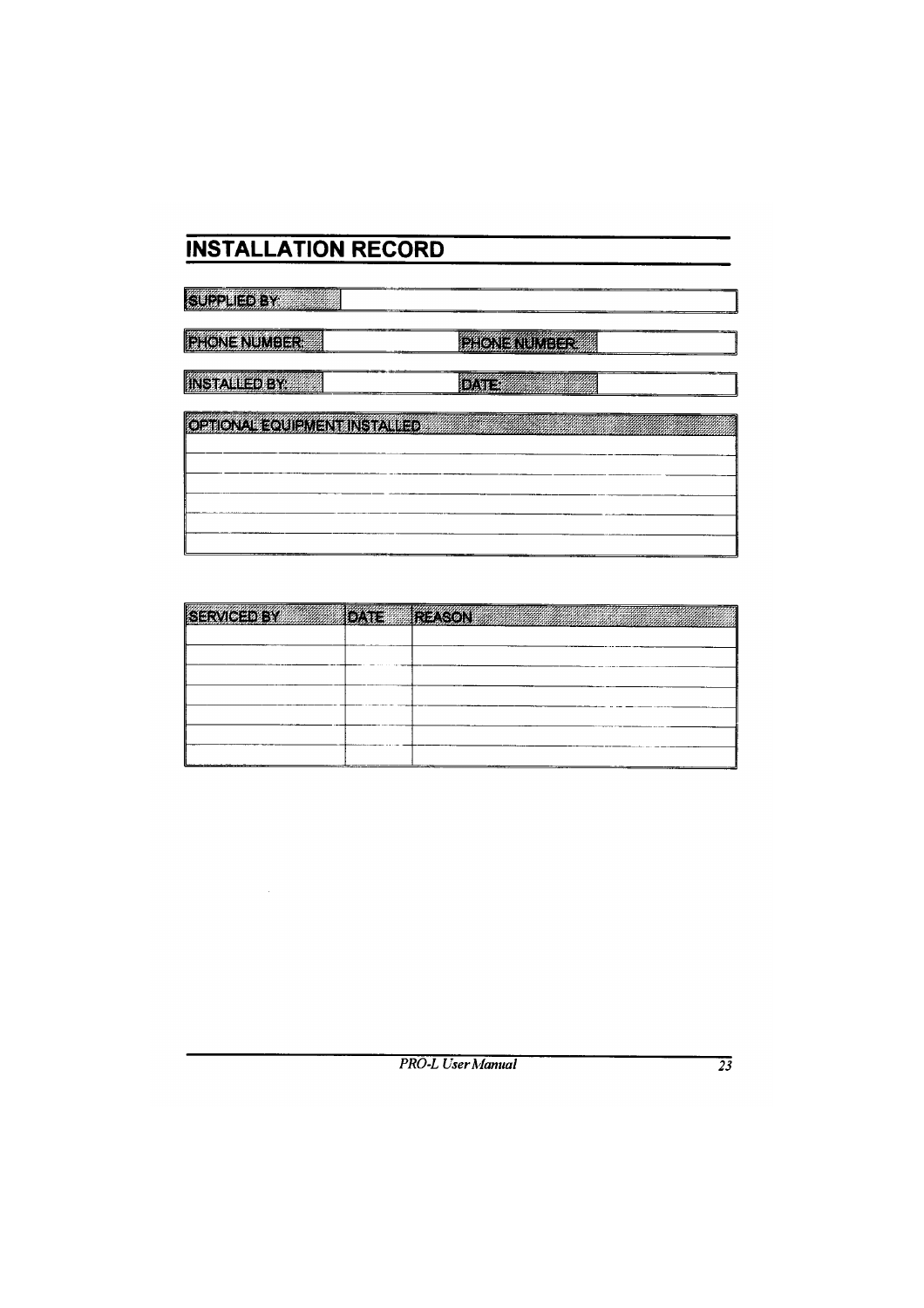# INSTALLATION RECORD

| SUPPLIED BY: | | | |
|---|---|---|---|
| PHONE NUMBER: | | PHONE NUMBER: | |
| INSTALLED BY: | | DATE: | |

| OPTIONAL EQUIPMENT INSTALLED |
|---|
| |
| |
| |
| |
| |
| |

| SERVICED BY | DATE | REASON |
|---|---|---|
| | | |
| | | |
| | | |
| | | |
| | | |
| | | |
| | | |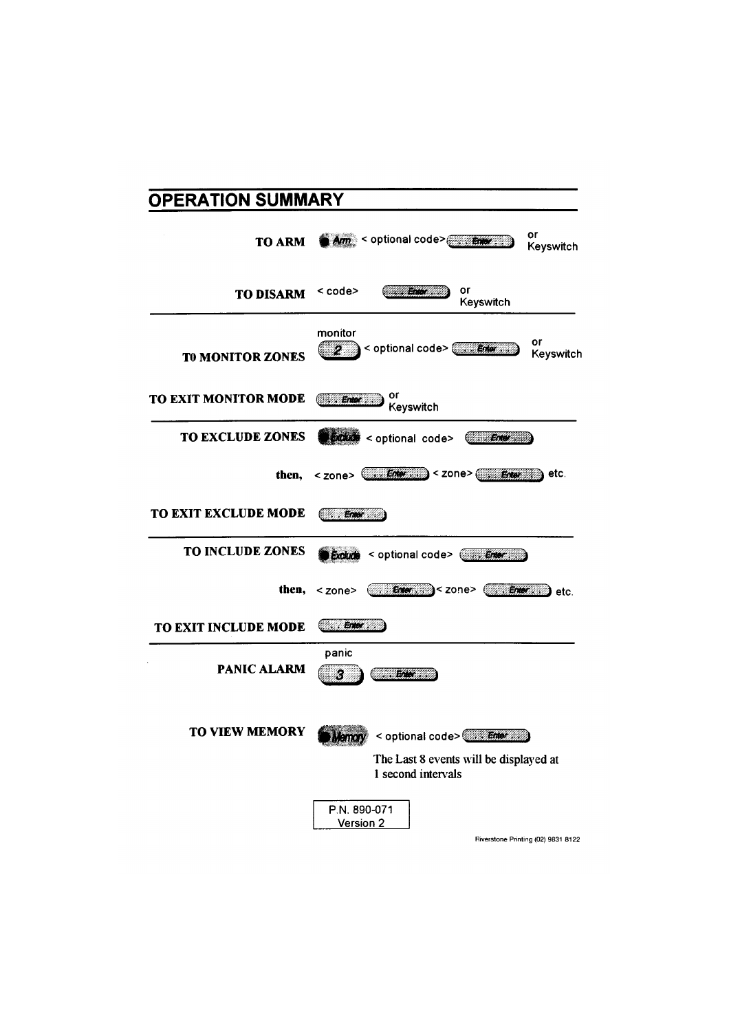## OPERATION SUMMARY

**TO ARM** — Arm < optional code> Enter or Keyswitch

**TO DISARM** — < code> Enter or Keyswitch

---

**T0 MONITOR ZONES** — monitor 2 < optional code> Enter or Keyswitch

**TO EXIT MONITOR MODE** — Enter or Keyswitch

---

**TO EXCLUDE ZONES** — Exclude < optional code> Enter

**then,** < zone> Enter < zone> Enter etc.

**TO EXIT EXCLUDE MODE** — Enter

---

**TO INCLUDE ZONES** — Exclude < optional code> Enter

**then,** < zone> Enter < zone> Enter etc.

**TO EXIT INCLUDE MODE** — Enter

---

**PANIC ALARM** — panic 3 Enter

**TO VIEW MEMORY** — Memory < optional code> Enter

The Last 8 events will be displayed at 1 second intervals

P.N. 890-071
Version 2

Riverstone Printing (02) 9831 8122